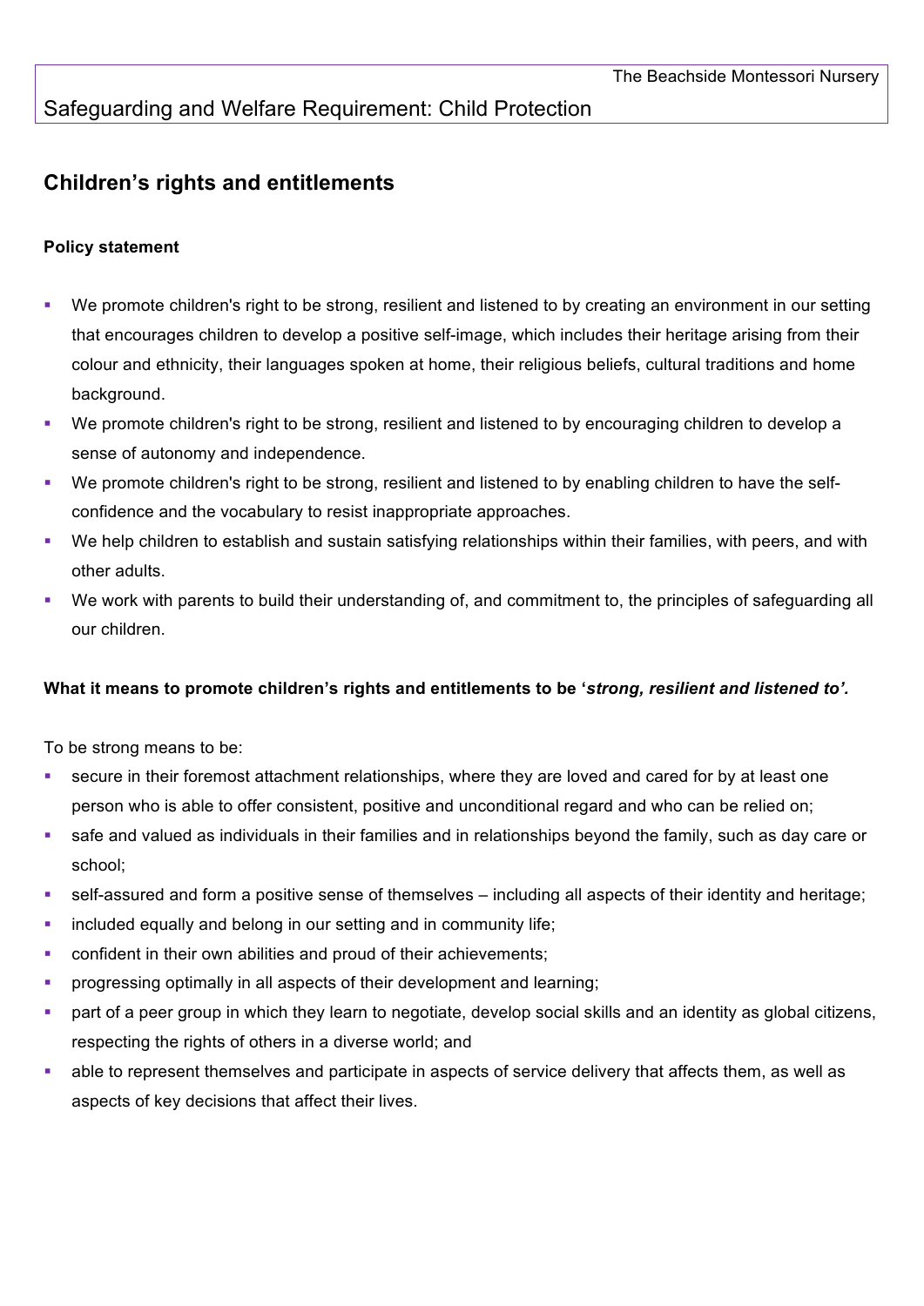Safeguarding and Welfare Requirement: Child Protection

## Children's rights and entitlements

### Policy statement

- We promote children's right to be strong, resilient and listened to by creating an environment in our setting that encourages children to develop a positive self-image, which includes their heritage arising from their colour and ethnicity, their languages spoken at home, their religious beliefs, cultural traditions and home background.
- We promote children's right to be strong, resilient and listened to by encouraging children to develop a sense of autonomy and independence.
- We promote children's right to be strong, resilient and listened to by enabling children to have the self-confidence and the vocabulary to resist inappropriate approaches.
- We help children to establish and sustain satisfying relationships within their families, with peers, and with other adults.
- We work with parents to build their understanding of, and commitment to, the principles of safeguarding all our children.

### What it means to promote children's rights and entitlements to be '*strong, resilient and listened to'.*

To be strong means to be:

- secure in their foremost attachment relationships, where they are loved and cared for by at least one person who is able to offer consistent, positive and unconditional regard and who can be relied on;
- safe and valued as individuals in their families and in relationships beyond the family, such as day care or school;
- self-assured and form a positive sense of themselves – including all aspects of their identity and heritage;
- included equally and belong in our setting and in community life;
- confident in their own abilities and proud of their achievements;
- progressing optimally in all aspects of their development and learning;
- part of a peer group in which they learn to negotiate, develop social skills and an identity as global citizens, respecting the rights of others in a diverse world; and
- able to represent themselves and participate in aspects of service delivery that affects them, as well as aspects of key decisions that affect their lives.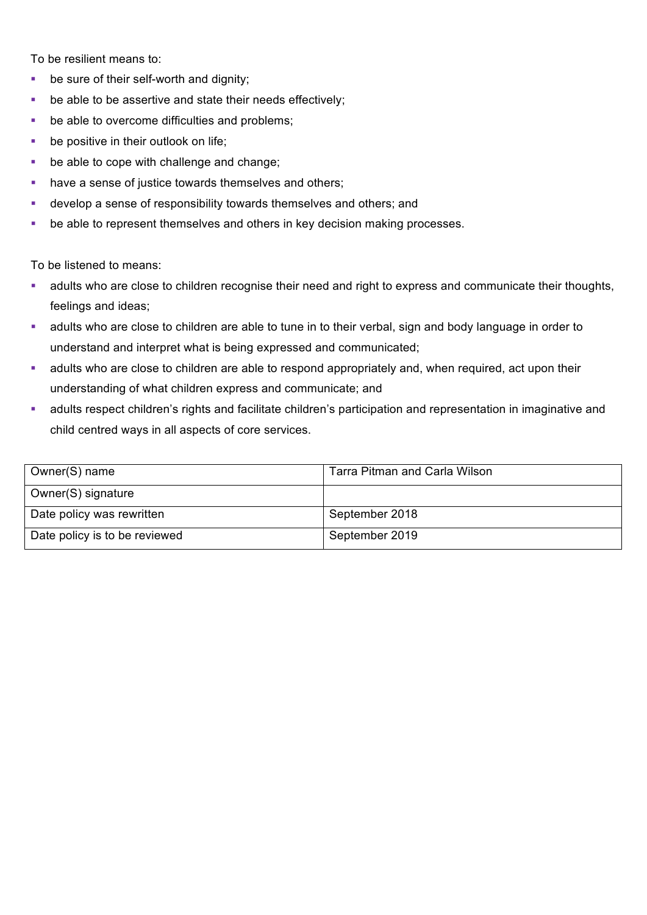To be resilient means to:

- be sure of their self-worth and dignity;
- be able to be assertive and state their needs effectively;
- be able to overcome difficulties and problems;
- be positive in their outlook on life;
- be able to cope with challenge and change;
- have a sense of justice towards themselves and others;
- develop a sense of responsibility towards themselves and others; and
- be able to represent themselves and others in key decision making processes.

To be listened to means:

- adults who are close to children recognise their need and right to express and communicate their thoughts, feelings and ideas;
- adults who are close to children are able to tune in to their verbal, sign and body language in order to understand and interpret what is being expressed and communicated;
- adults who are close to children are able to respond appropriately and, when required, act upon their understanding of what children express and communicate; and
- adults respect children's rights and facilitate children's participation and representation in imaginative and child centred ways in all aspects of core services.

| | |
|---|---|
| Owner(S) name | Tarra Pitman and Carla Wilson |
| Owner(S) signature | |
| Date policy was rewritten | September 2018 |
| Date policy is to be reviewed | September 2019 |